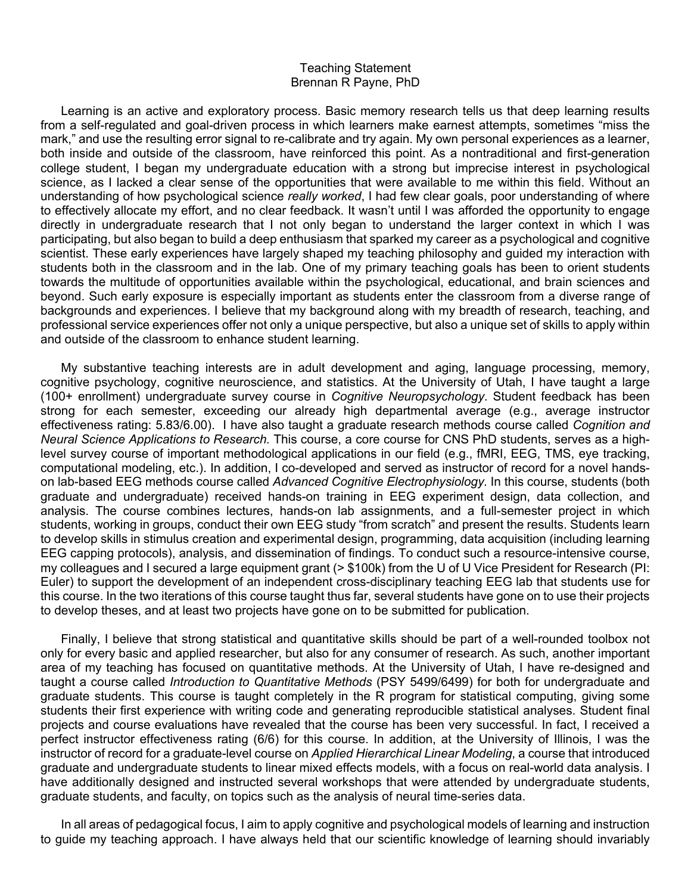# Teaching Statement
Brennan R Payne, PhD

Learning is an active and exploratory process. Basic memory research tells us that deep learning results from a self-regulated and goal-driven process in which learners make earnest attempts, sometimes "miss the mark," and use the resulting error signal to re-calibrate and try again. My own personal experiences as a learner, both inside and outside of the classroom, have reinforced this point. As a nontraditional and first-generation college student, I began my undergraduate education with a strong but imprecise interest in psychological science, as I lacked a clear sense of the opportunities that were available to me within this field. Without an understanding of how psychological science *really worked*, I had few clear goals, poor understanding of where to effectively allocate my effort, and no clear feedback. It wasn't until I was afforded the opportunity to engage directly in undergraduate research that I not only began to understand the larger context in which I was participating, but also began to build a deep enthusiasm that sparked my career as a psychological and cognitive scientist. These early experiences have largely shaped my teaching philosophy and guided my interaction with students both in the classroom and in the lab. One of my primary teaching goals has been to orient students towards the multitude of opportunities available within the psychological, educational, and brain sciences and beyond. Such early exposure is especially important as students enter the classroom from a diverse range of backgrounds and experiences. I believe that my background along with my breadth of research, teaching, and professional service experiences offer not only a unique perspective, but also a unique set of skills to apply within and outside of the classroom to enhance student learning.

My substantive teaching interests are in adult development and aging, language processing, memory, cognitive psychology, cognitive neuroscience, and statistics. At the University of Utah, I have taught a large (100+ enrollment) undergraduate survey course in *Cognitive Neuropsychology*. Student feedback has been strong for each semester, exceeding our already high departmental average (e.g., average instructor effectiveness rating: 5.83/6.00). I have also taught a graduate research methods course called *Cognition and Neural Science Applications to Research.* This course, a core course for CNS PhD students, serves as a high-level survey course of important methodological applications in our field (e.g., fMRI, EEG, TMS, eye tracking, computational modeling, etc.). In addition, I co-developed and served as instructor of record for a novel hands-on lab-based EEG methods course called *Advanced Cognitive Electrophysiology*. In this course, students (both graduate and undergraduate) received hands-on training in EEG experiment design, data collection, and analysis. The course combines lectures, hands-on lab assignments, and a full-semester project in which students, working in groups, conduct their own EEG study "from scratch" and present the results. Students learn to develop skills in stimulus creation and experimental design, programming, data acquisition (including learning EEG capping protocols), analysis, and dissemination of findings. To conduct such a resource-intensive course, my colleagues and I secured a large equipment grant (> $100k) from the U of U Vice President for Research (PI: Euler) to support the development of an independent cross-disciplinary teaching EEG lab that students use for this course. In the two iterations of this course taught thus far, several students have gone on to use their projects to develop theses, and at least two projects have gone on to be submitted for publication.

Finally, I believe that strong statistical and quantitative skills should be part of a well-rounded toolbox not only for every basic and applied researcher, but also for any consumer of research. As such, another important area of my teaching has focused on quantitative methods. At the University of Utah, I have re-designed and taught a course called *Introduction to Quantitative Methods* (PSY 5499/6499) for both for undergraduate and graduate students. This course is taught completely in the R program for statistical computing, giving some students their first experience with writing code and generating reproducible statistical analyses. Student final projects and course evaluations have revealed that the course has been very successful. In fact, I received a perfect instructor effectiveness rating (6/6) for this course. In addition, at the University of Illinois, I was the instructor of record for a graduate-level course on *Applied Hierarchical Linear Modeling*, a course that introduced graduate and undergraduate students to linear mixed effects models, with a focus on real-world data analysis. I have additionally designed and instructed several workshops that were attended by undergraduate students, graduate students, and faculty, on topics such as the analysis of neural time-series data.

In all areas of pedagogical focus, I aim to apply cognitive and psychological models of learning and instruction to guide my teaching approach. I have always held that our scientific knowledge of learning should invariably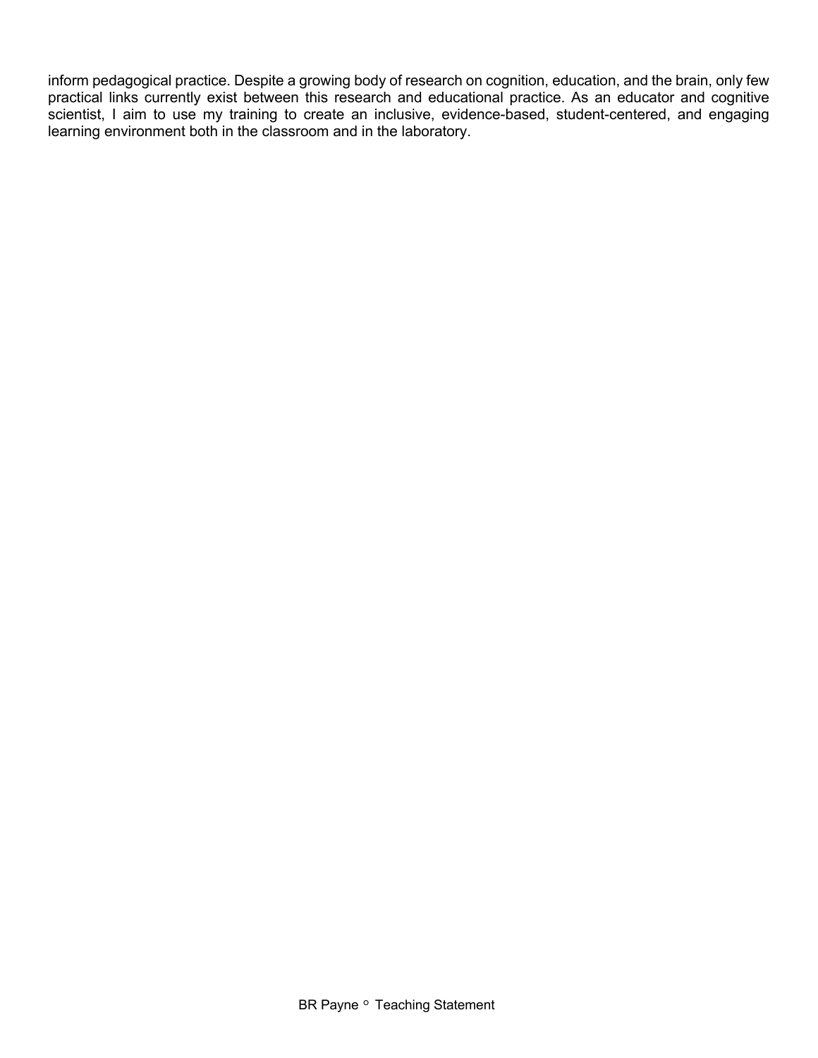inform pedagogical practice. Despite a growing body of research on cognition, education, and the brain, only few practical links currently exist between this research and educational practice. As an educator and cognitive scientist, I aim to use my training to create an inclusive, evidence-based, student-centered, and engaging learning environment both in the classroom and in the laboratory.